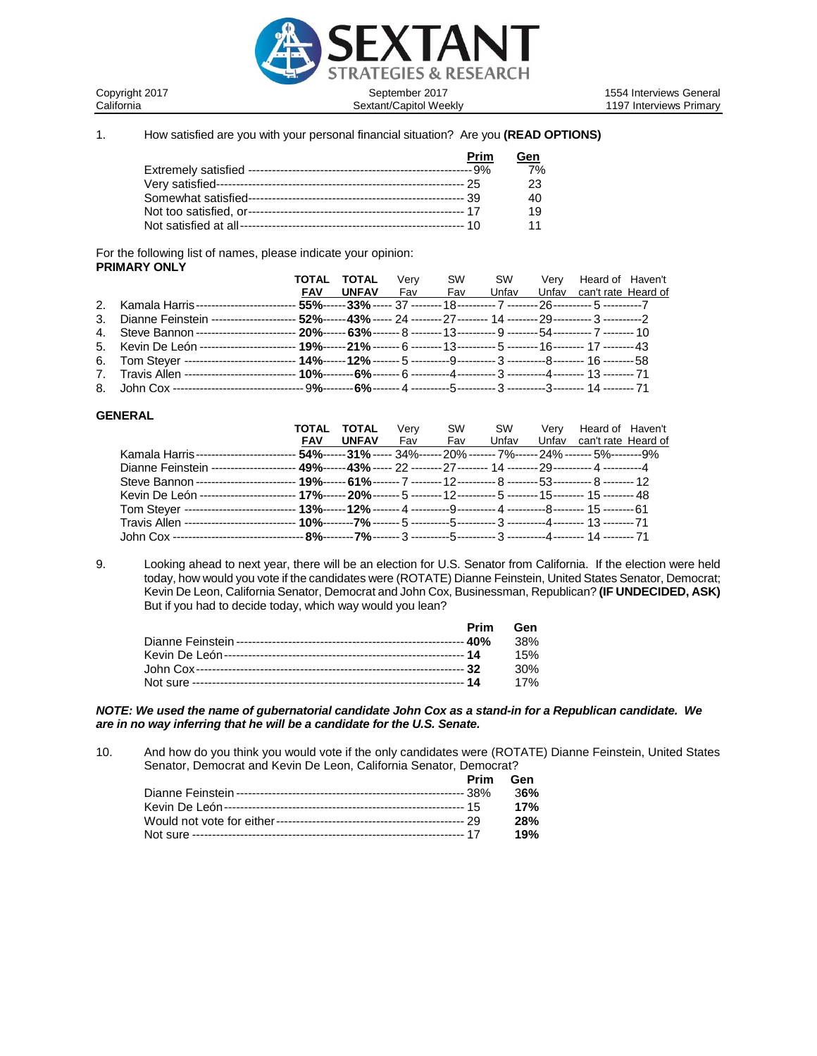SEXTANT STRATEGIES & RESEARCH

Copyright 2017 | September 2017 | 1554 Interviews General
California | Sextant/Capitol Weekly | 1197 Interviews Primary

1. How satisfied are you with your personal financial situation? Are you **(READ OPTIONS)**

| | Prim | Gen |
|---|---|---|
| Extremely satisfied | 9% | 7% |
| Very satisfied | 25 | 23 |
| Somewhat satisfied | 39 | 40 |
| Not too satisfied, or | 17 | 19 |
| Not satisfied at all | 10 | 11 |

For the following list of names, please indicate your opinion:

**PRIMARY ONLY**

| | | TOTAL FAV | TOTAL UNFAV | Very Fav | SW Fav | SW Unfav | Very Unfav | Heard of can't rate | Haven't Heard of |
|---|---|---|---|---|---|---|---|---|---|
| 2. | Kamala Harris | **55%** | **33%** | 37 | 18 | 7 | 26 | 5 | 7 |
| 3. | Dianne Feinstein | **52%** | **43%** | 24 | 27 | 14 | 29 | 3 | 2 |
| 4. | Steve Bannon | **20%** | **63%** | 8 | 13 | 9 | 54 | 7 | 10 |
| 5. | Kevin De León | **19%** | **21%** | 6 | 13 | 5 | 16 | 17 | 43 |
| 6. | Tom Steyer | **14%** | **12%** | 5 | 9 | 3 | 8 | 16 | 58 |
| 7. | Travis Allen | **10%** | **6%** | 6 | 4 | 3 | 4 | 13 | 71 |
| 8. | John Cox | 9% | **6%** | 4 | 5 | 3 | 3 | 14 | 71 |

**GENERAL**

| | TOTAL FAV | TOTAL UNFAV | Very Fav | SW Fav | SW Unfav | Very Unfav | Heard of can't rate | Haven't Heard of |
|---|---|---|---|---|---|---|---|---|
| Kamala Harris | **54%** | **31%** | 34% | 20% | 7% | 24% | 5% | 9% |
| Dianne Feinstein | **49%** | **43%** | 22 | 27 | 14 | 29 | 4 | 4 |
| Steve Bannon | **19%** | **61%** | 7 | 12 | 8 | 53 | 8 | 12 |
| Kevin De León | **17%** | **20%** | 5 | 12 | 5 | 15 | 15 | 48 |
| Tom Steyer | **13%** | **12%** | 4 | 9 | 4 | 8 | 15 | 61 |
| Travis Allen | **10%** | **7%** | 5 | 5 | 3 | 4 | 13 | 71 |
| John Cox | **8%** | **7%** | 3 | 5 | 3 | 4 | 14 | 71 |

9. Looking ahead to next year, there will be an election for U.S. Senator from California. If the election were held today, how would you vote if the candidates were (ROTATE) Dianne Feinstein, United States Senator, Democrat; Kevin De Leon, California Senator, Democrat and John Cox, Businessman, Republican? **(IF UNDECIDED, ASK)** But if you had to decide today, which way would you lean?

| | Prim | Gen |
|---|---|---|
| Dianne Feinstein | **40%** | 38% |
| Kevin De León | **14** | 15% |
| John Cox | **32** | 30% |
| Not sure | **14** | 17% |

***NOTE: We used the name of gubernatorial candidate John Cox as a stand-in for a Republican candidate. We are in no way inferring that he will be a candidate for the U.S. Senate.***

10. And how do you think you would vote if the only candidates were (ROTATE) Dianne Feinstein, United States Senator, Democrat and Kevin De Leon, California Senator, Democrat?

| | Prim | Gen |
|---|---|---|
| Dianne Feinstein | 38% | **36%** |
| Kevin De León | 15 | **17%** |
| Would not vote for either | 29 | **28%** |
| Not sure | 17 | **19%** |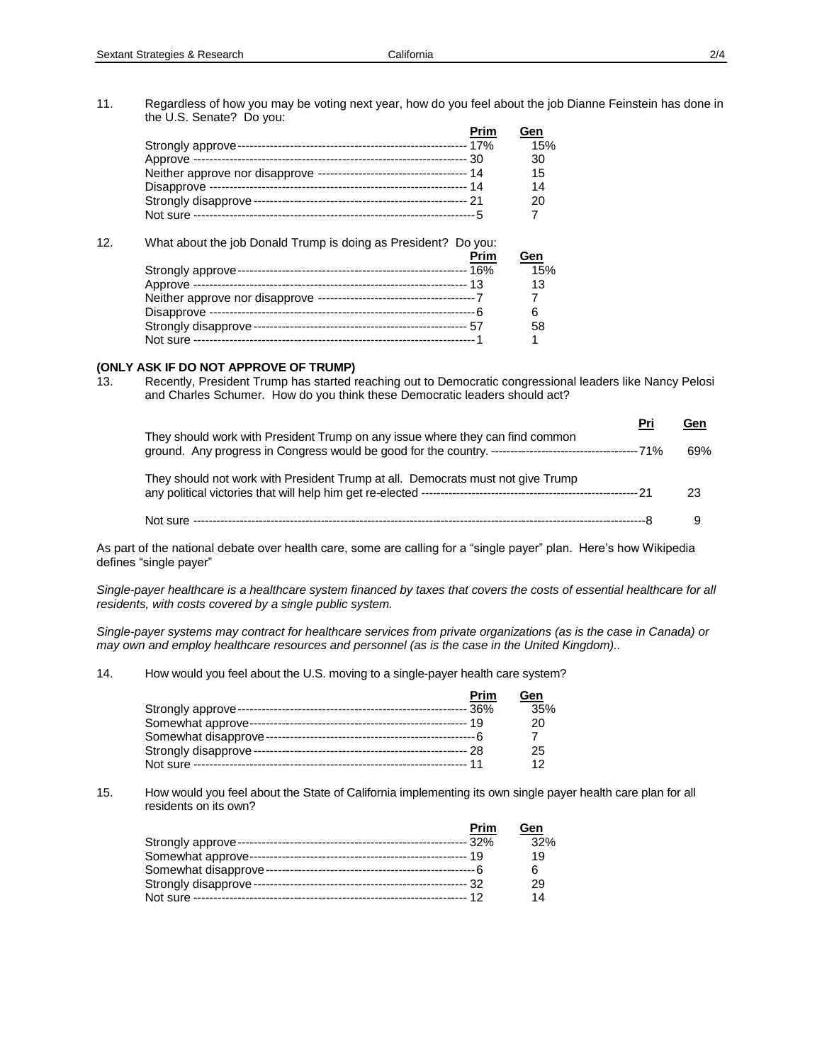11. Regardless of how you may be voting next year, how do you feel about the job Dianne Feinstein has done in the U.S. Senate? Do you:

| | Prim | Gen |
|---|---|---|
| Strongly approve | 17% | 15% |
| Approve | 30 | 30 |
| Neither approve nor disapprove | 14 | 15 |
| Disapprove | 14 | 14 |
| Strongly disapprove | 21 | 20 |
| Not sure | 5 | 7 |

12. What about the job Donald Trump is doing as President? Do you:

| | Prim | Gen |
|---|---|---|
| Strongly approve | 16% | 15% |
| Approve | 13 | 13 |
| Neither approve nor disapprove | 7 | 7 |
| Disapprove | 6 | 6 |
| Strongly disapprove | 57 | 58 |
| Not sure | 1 | 1 |

**(ONLY ASK IF DO NOT APPROVE OF TRUMP)**

13. Recently, President Trump has started reaching out to Democratic congressional leaders like Nancy Pelosi and Charles Schumer. How do you think these Democratic leaders should act?

| | Pri | Gen |
|---|---|---|
| They should work with President Trump on any issue where they can find common ground. Any progress in Congress would be good for the country. | 71% | 69% |
| They should not work with President Trump at all. Democrats must not give Trump any political victories that will help him get re-elected | 21 | 23 |
| Not sure | 8 | 9 |

As part of the national debate over health care, some are calling for a "single payer" plan. Here's how Wikipedia defines "single payer"

*Single-payer healthcare is a healthcare system financed by taxes that covers the costs of essential healthcare for all residents, with costs covered by a single public system.*

*Single-payer systems may contract for healthcare services from private organizations (as is the case in Canada) or may own and employ healthcare resources and personnel (as is the case in the United Kingdom)..*

14. How would you feel about the U.S. moving to a single-payer health care system?

| | Prim | Gen |
|---|---|---|
| Strongly approve | 36% | 35% |
| Somewhat approve | 19 | 20 |
| Somewhat disapprove | 6 | 7 |
| Strongly disapprove | 28 | 25 |
| Not sure | 11 | 12 |

15. How would you feel about the State of California implementing its own single payer health care plan for all residents on its own?

| | Prim | Gen |
|---|---|---|
| Strongly approve | 32% | 32% |
| Somewhat approve | 19 | 19 |
| Somewhat disapprove | 6 | 6 |
| Strongly disapprove | 32 | 29 |
| Not sure | 12 | 14 |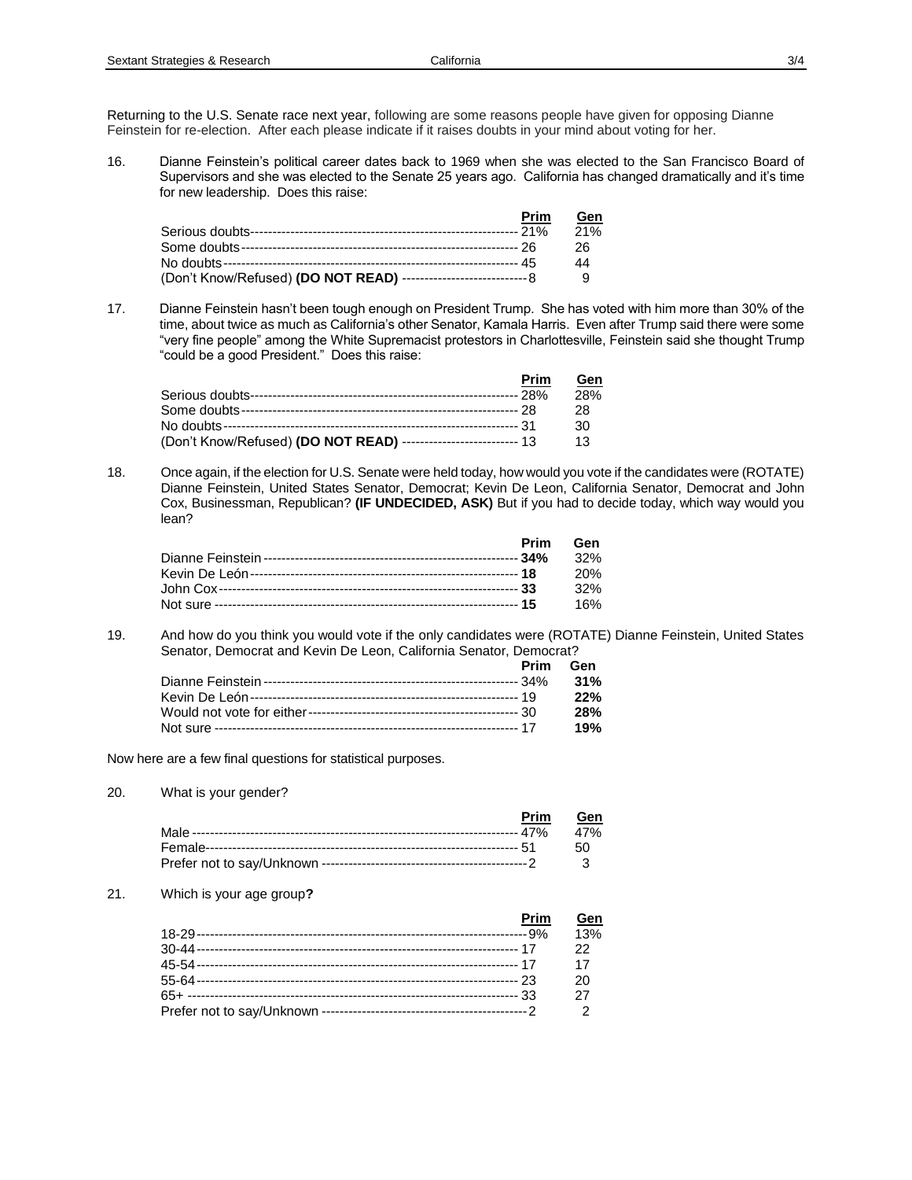Returning to the U.S. Senate race next year, following are some reasons people have given for opposing Dianne Feinstein for re-election. After each please indicate if it raises doubts in your mind about voting for her.

16. Dianne Feinstein's political career dates back to 1969 when she was elected to the San Francisco Board of Supervisors and she was elected to the Senate 25 years ago. California has changed dramatically and it's time for new leadership. Does this raise:

| | Prim | Gen |
|---|---|---|
| Serious doubts | 21% | 21% |
| Some doubts | 26 | 26 |
| No doubts | 45 | 44 |
| (Don't Know/Refused) **(DO NOT READ)** | 8 | 9 |

17. Dianne Feinstein hasn't been tough enough on President Trump. She has voted with him more than 30% of the time, about twice as much as California's other Senator, Kamala Harris. Even after Trump said there were some "very fine people" among the White Supremacist protestors in Charlottesville, Feinstein said she thought Trump "could be a good President." Does this raise:

| | Prim | Gen |
|---|---|---|
| Serious doubts | 28% | 28% |
| Some doubts | 28 | 28 |
| No doubts | 31 | 30 |
| (Don't Know/Refused) **(DO NOT READ)** | 13 | 13 |

18. Once again, if the election for U.S. Senate were held today, how would you vote if the candidates were (ROTATE) Dianne Feinstein, United States Senator, Democrat; Kevin De Leon, California Senator, Democrat and John Cox, Businessman, Republican? **(IF UNDECIDED, ASK)** But if you had to decide today, which way would you lean?

| | Prim | Gen |
|---|---|---|
| Dianne Feinstein | **34%** | 32% |
| Kevin De León | **18** | 20% |
| John Cox | **33** | 32% |
| Not sure | **15** | 16% |

19. And how do you think you would vote if the only candidates were (ROTATE) Dianne Feinstein, United States Senator, Democrat and Kevin De Leon, California Senator, Democrat?

| | Prim | Gen |
|---|---|---|
| Dianne Feinstein | 34% | **31%** |
| Kevin De León | 19 | **22%** |
| Would not vote for either | 30 | **28%** |
| Not sure | 17 | **19%** |

Now here are a few final questions for statistical purposes.

20. What is your gender?

| | Prim | Gen |
|---|---|---|
| Male | 47% | 47% |
| Female | 51 | 50 |
| Prefer not to say/Unknown | 2 | 3 |

21. Which is your age group**?**

| | Prim | Gen |
|---|---|---|
| 18-29 | 9% | 13% |
| 30-44 | 17 | 22 |
| 45-54 | 17 | 17 |
| 55-64 | 23 | 20 |
| 65+ | 33 | 27 |
| Prefer not to say/Unknown | 2 | 2 |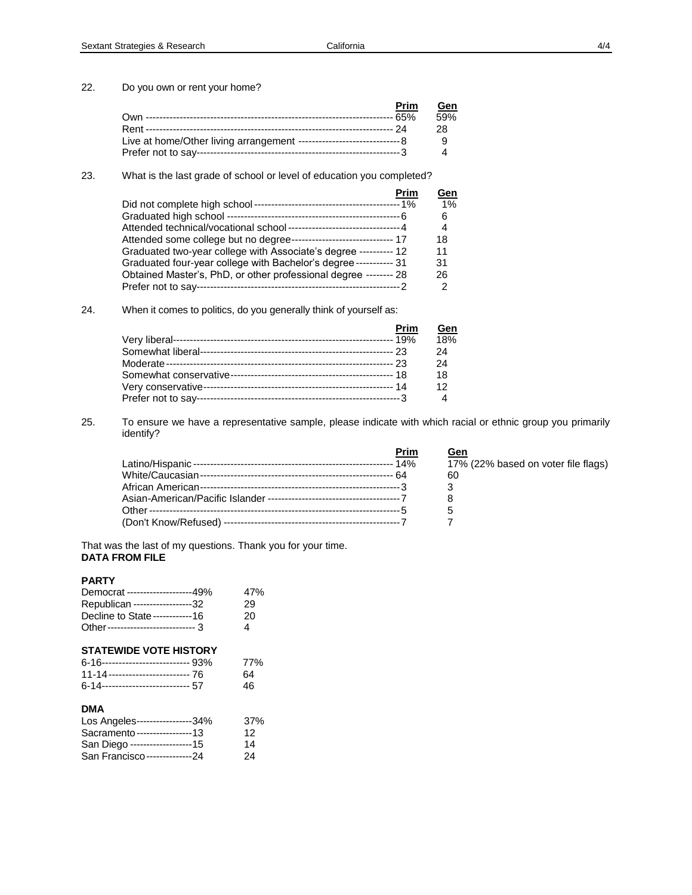22. Do you own or rent your home?

| | Prim | Gen |
|---|---|---|
| Own | 65% | 59% |
| Rent | 24 | 28 |
| Live at home/Other living arrangement | 8 | 9 |
| Prefer not to say | 3 | 4 |

23. What is the last grade of school or level of education you completed?

| | Prim | Gen |
|---|---|---|
| Did not complete high school | 1% | 1% |
| Graduated high school | 6 | 6 |
| Attended technical/vocational school | 4 | 4 |
| Attended some college but no degree | 17 | 18 |
| Graduated two-year college with Associate's degree | 12 | 11 |
| Graduated four-year college with Bachelor's degree | 31 | 31 |
| Obtained Master's, PhD, or other professional degree | 28 | 26 |
| Prefer not to say | 2 | 2 |

24. When it comes to politics, do you generally think of yourself as:

| | Prim | Gen |
|---|---|---|
| Very liberal | 19% | 18% |
| Somewhat liberal | 23 | 24 |
| Moderate | 23 | 24 |
| Somewhat conservative | 18 | 18 |
| Very conservative | 14 | 12 |
| Prefer not to say | 3 | 4 |

25. To ensure we have a representative sample, please indicate with which racial or ethnic group you primarily identify?

| | Prim | Gen |
|---|---|---|
| Latino/Hispanic | 14% | 17% (22% based on voter file flags) |
| White/Caucasian | 64 | 60 |
| African American | 3 | 3 |
| Asian-American/Pacific Islander | 7 | 8 |
| Other | 5 | 5 |
| (Don't Know/Refused) | 7 | 7 |

That was the last of my questions. Thank you for your time.

**DATA FROM FILE**

**PARTY**

| | | |
|---|---|---|
| Democrat | 49% | 47% |
| Republican | 32 | 29 |
| Decline to State | 16 | 20 |
| Other | 3 | 4 |

**STATEWIDE VOTE HISTORY**

| | | |
|---|---|---|
| 6-16 | 93% | 77% |
| 11-14 | 76 | 64 |
| 6-14 | 57 | 46 |

**DMA**

| | | |
|---|---|---|
| Los Angeles | 34% | 37% |
| Sacramento | 13 | 12 |
| San Diego | 15 | 14 |
| San Francisco | 24 | 24 |